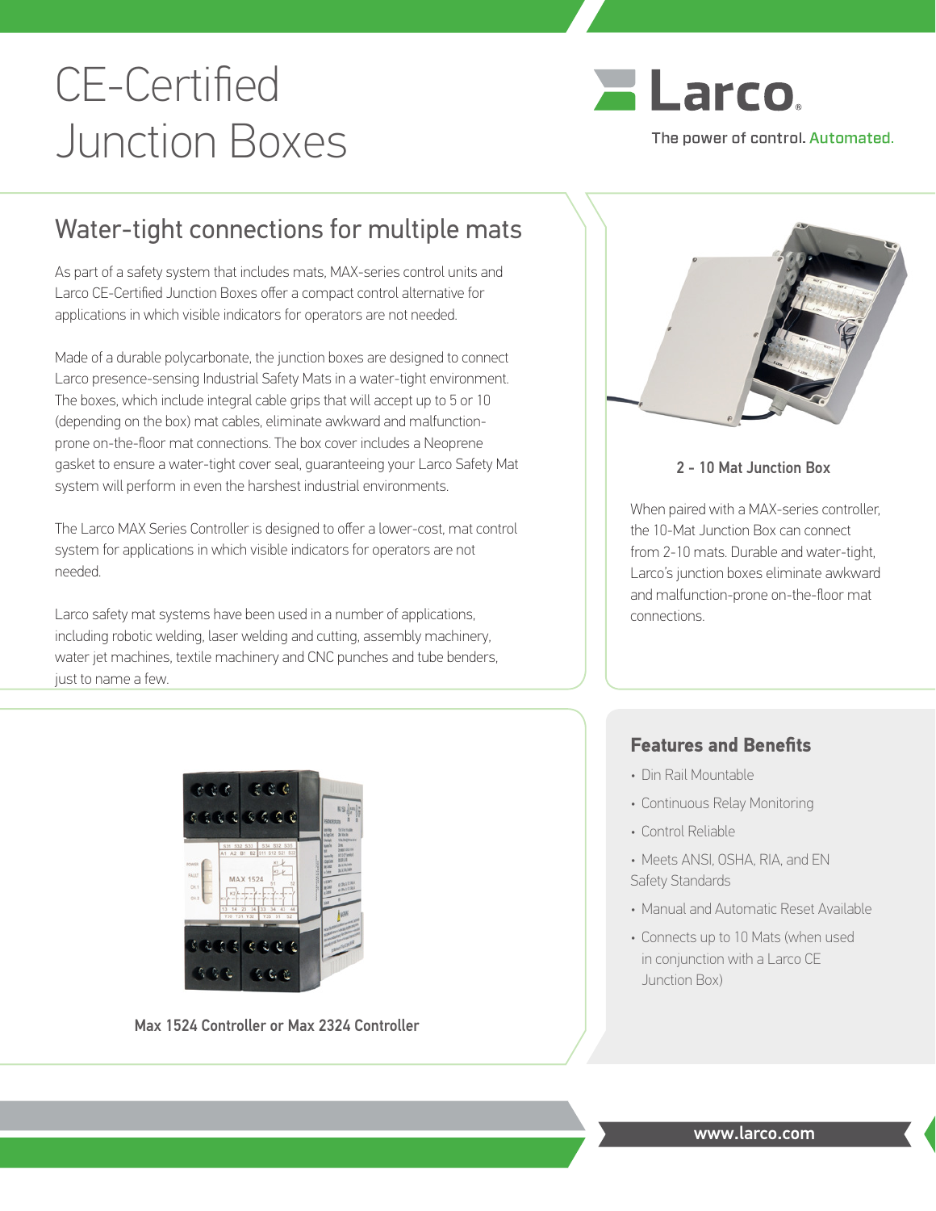# CE-Certified Junction Boxes

Larco

The power of control. Automated.

## Water-tight connections for multiple mats

As part of a safety system that includes mats, MAX-series control units and Larco CE-Certified Junction Boxes offer a compact control alternative for applications in which visible indicators for operators are not needed.

Made of a durable polycarbonate, the junction boxes are designed to connect Larco presence-sensing Industrial Safety Mats in a water-tight environment. The boxes, which include integral cable grips that will accept up to 5 or 10 (depending on the box) mat cables, eliminate awkward and malfunction-prone on-the-floor mat connections. The box cover includes a Neoprene gasket to ensure a water-tight cover seal, guaranteeing your Larco Safety Mat system will perform in even the harshest industrial environments.

The Larco MAX Series Controller is designed to offer a lower-cost, mat control system for applications in which visible indicators for operators are not needed.

Larco safety mat systems have been used in a number of applications, including robotic welding, laser welding and cutting, assembly machinery, water jet machines, textile machinery and CNC punches and tube benders, just to name a few.

**2 - 10 Mat Junction Box**

When paired with a MAX-series controller, the 10-Mat Junction Box can connect from 2-10 mats. Durable and water-tight, Larco's junction boxes eliminate awkward and malfunction-prone on-the-floor mat connections.

**Max 1524 Controller or Max 2324 Controller**

### Features and Benefits

- Din Rail Mountable
- Continuous Relay Monitoring
- Control Reliable
- Meets ANSI, OSHA, RIA, and EN Safety Standards
- Manual and Automatic Reset Available
- Connects up to 10 Mats (when used in conjunction with a Larco CE Junction Box)

www.larco.com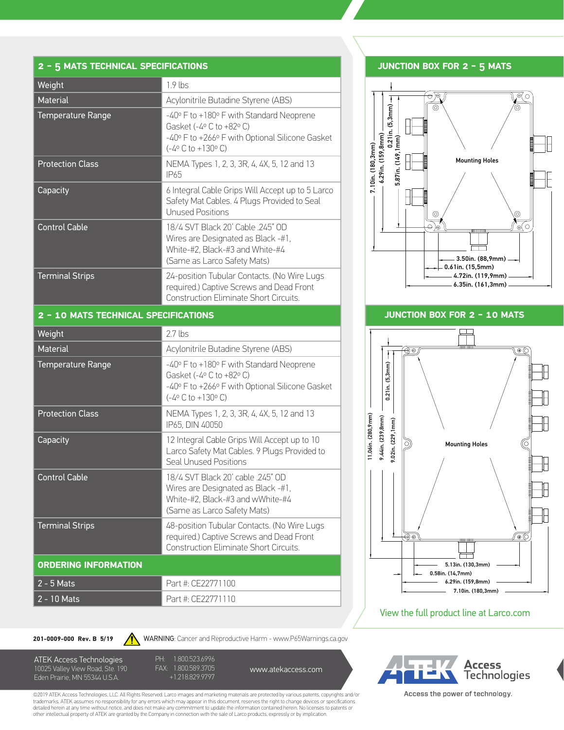## 2 - 5 MATS TECHNICAL SPECIFICATIONS

| | |
|---|---|
| Weight | 1.9 lbs |
| Material | Acylonitrile Butadine Styrene (ABS) |
| Temperature Range | -40º F to +180º F with Standard Neoprene Gasket (-4º C to +82º C) -40º F to +266º F with Optional Silicone Gasket (-4º C to +130º C) |
| Protection Class | NEMA Types 1, 2, 3, 3R, 4, 4X, 5, 12 and 13 IP65 |
| Capacity | 6 Integral Cable Grips Will Accept up to 5 Larco Safety Mat Cables. 4 Plugs Provided to Seal Unused Positions |
| Control Cable | 18/4 SVT Black 20' Cable .245" OD Wires are Designated as Black -#1, White-#2, Black-#3 and White-#4 (Same as Larco Safety Mats) |
| Terminal Strips | 24-position Tubular Contacts. (No Wire Lugs required.) Captive Screws and Dead Front Construction Eliminate Short Circuits. |

## 2 - 10 MATS TECHNICAL SPECIFICATIONS

| | |
|---|---|
| Weight | 2.7 lbs |
| Material | Acylonitrile Butadine Styrene (ABS) |
| Temperature Range | -40º F to +180º F with Standard Neoprene Gasket (-4º C to +82º C) -40º F to +266º F with Optional Silicone Gasket (-4º C to +130º C) |
| Protection Class | NEMA Types 1, 2, 3, 3R, 4, 4X, 5, 12 and 13 IP65, DIN 40050 |
| Capacity | 12 Integral Cable Grips Will Accept up to 10 Larco Safety Mat Cables. 9 Plugs Provided to Seal Unused Positions |
| Control Cable | 18/4 SVT Black 20' cable .245" OD Wires are Designated as Black -#1, White-#2, Black-#3 and wWhite-#4 (Same as Larco Safety Mats) |
| Terminal Strips | 48-position Tubular Contacts. (No Wire Lugs required.) Captive Screws and Dead Front Construction Eliminate Short Circuits. |

## ORDERING INFORMATION

| | |
|---|---|
| 2 - 5 Mats | Part #: CE22771100 |
| 2 - 10 Mats | Part #: CE22771110 |

## JUNCTION BOX FOR 2 - 5 MATS

Mounting Holes

7.10in. (180,3mm)
6.29in. (159,8mm)
0.21in. (5,3mm)
5.87in. (149,1mm)
3.50in. (88,9mm)
0.61in. (15,5mm)
4.72in. (119,9mm)
6.35in. (161,3mm)

## JUNCTION BOX FOR 2 - 10 MATS

Mounting Holes

11.06in. (280,9mm)
9.44in. (239,8mm)
0.21in. (5,3mm)
9.02in. (229,1mm)
5.13in. (130,3mm)
0.58in. (14,7mm)
6.29in. (159,8mm)
7.10in. (180,3mm)

View the full product line at Larco.com

201-0009-000 Rev. B 5/19

WARNING: Cancer and Reproductive Harm - www.P65Warnings.ca.gov

ATEK Access Technologies
10025 Valley View Road, Ste. 190
Eden Prairie, MN 55344 U.S.A.

PH: 1.800.523.6996
FAX: 1.800.589.3705
+1.218.829.9797

www.atekaccess.com

ATEK Access Technologies

Access the power of technology.

©2019 ATEK Access Technologies, LLC. All Rights Reserved. Larco images and marketing materials are protected by various patents, copyrights and/or trademarks. ATEK assumes no responsibility for any errors which may appear in this document, reserves the right to change devices or specifications detailed herein at any time without notice, and does not make any commitment to update the information contained herein. No licenses to patents or other intellectual property of ATEK are granted by the Company in connection with the sale of Larco products, expressly or by implication.